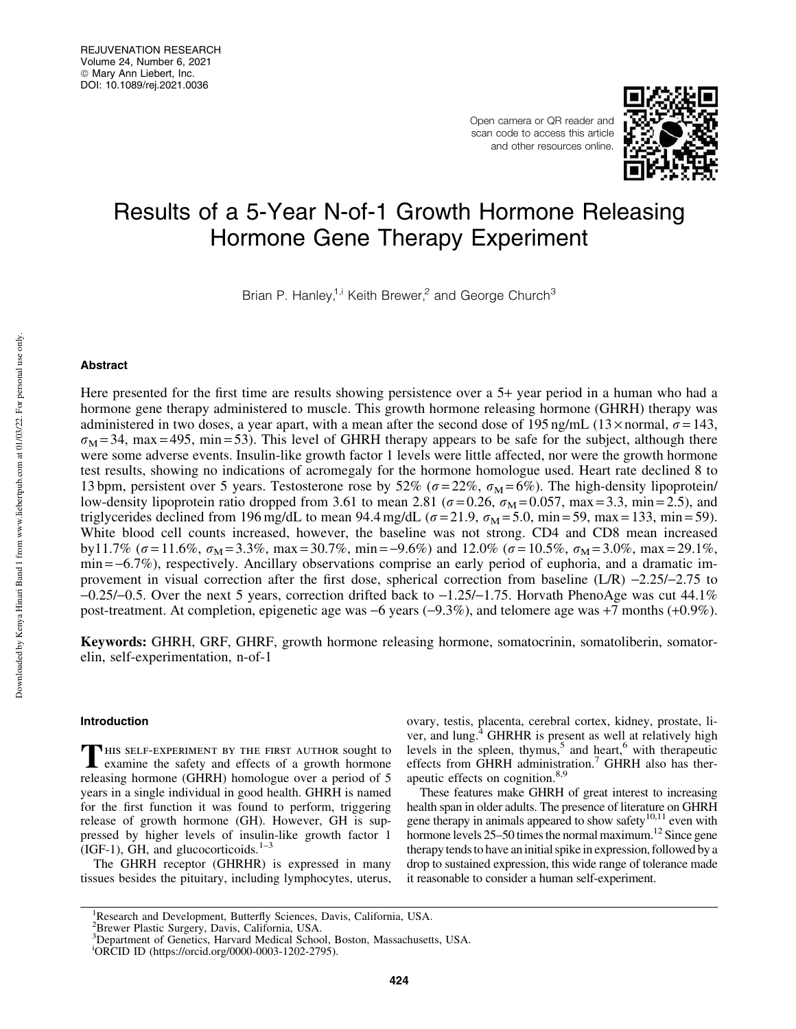# Results of a 5-Year N-of-1 Growth Hormone Releasing Hormone Gene Therapy Experiment

Brian P. Hanley,[1,i] Keith Brewer,[2] and George Church[3]

## Abstract

Here presented for the first time are results showing persistence over a 5+ year period in a human who had a hormone gene therapy administered to muscle. This growth hormone releasing hormone (GHRH) therapy was administered in two doses, a year apart, with a mean after the second dose of 195 ng/mL (13× normal, $\sigma = 143$, $\sigma_M = 34$, max = 495, min = 53). This level of GHRH therapy appears to be safe for the subject, although there were some adverse events. Insulin-like growth factor 1 levels were little affected, nor were the growth hormone test results, showing no indications of acromegaly for the hormone homologue used. Heart rate declined 8 to 13 bpm, persistent over 5 years. Testosterone rose by 52% ($\sigma = 22\%$, $\sigma_M = 6\%$). The high-density lipoprotein/low-density lipoprotein ratio dropped from 3.61 to mean 2.81 ($\sigma = 0.26$, $\sigma_M = 0.057$, max = 3.3, min = 2.5), and triglycerides declined from 196 mg/dL to mean 94.4 mg/dL ($\sigma = 21.9$, $\sigma_M = 5.0$, min = 59, max = 133, min = 59). White blood cell counts increased, however, the baseline was not strong. CD4 and CD8 mean increased by11.7% ($\sigma = 11.6\%$, $\sigma_M = 3.3\%$, max = 30.7%, min = –9.6%) and 12.0% ($\sigma = 10.5\%$, $\sigma_M = 3.0\%$, max = 29.1%, min = –6.7%), respectively. Ancillary observations comprise an early period of euphoria, and a dramatic improvement in visual correction after the first dose, spherical correction from baseline (L/R) –2.25/–2.75 to –0.25/–0.5. Over the next 5 years, correction drifted back to –1.25/–1.75. Horvath PhenoAge was cut 44.1% post-treatment. At completion, epigenetic age was –6 years (–9.3%), and telomere age was +7 months (+0.9%).

**Keywords:** GHRH, GRF, GHRF, growth hormone releasing hormone, somatocrinin, somatoliberin, somatorelin, self-experimentation, n-of-1

## Introduction

This self-experiment by the first author sought to examine the safety and effects of a growth hormone releasing hormone (GHRH) homologue over a period of 5 years in a single individual in good health. GHRH is named for the first function it was found to perform, triggering release of growth hormone (GH). However, GH is suppressed by higher levels of insulin-like growth factor 1 (IGF-1), GH, and glucocorticoids.[1–3]

The GHRH receptor (GHRHR) is expressed in many tissues besides the pituitary, including lymphocytes, uterus, ovary, testis, placenta, cerebral cortex, kidney, prostate, liver, and lung.[4] GHRHR is present as well at relatively high levels in the spleen, thymus,[5] and heart,[6] with therapeutic effects from GHRH administration.[7] GHRH also has therapeutic effects on cognition.[8,9]

These features make GHRH of great interest to increasing health span in older adults. The presence of literature on GHRH gene therapy in animals appeared to show safety[10,11] even with hormone levels 25–50 times the normal maximum.[12] Since gene therapy tends to have an initial spike in expression, followed by a drop to sustained expression, this wide range of tolerance made it reasonable to consider a human self-experiment.

[1]Research and Development, Butterfly Sciences, Davis, California, USA.
[2]Brewer Plastic Surgery, Davis, California, USA.
[3]Department of Genetics, Harvard Medical School, Boston, Massachusetts, USA.
[i]ORCID ID (https://orcid.org/0000-0003-1202-2795).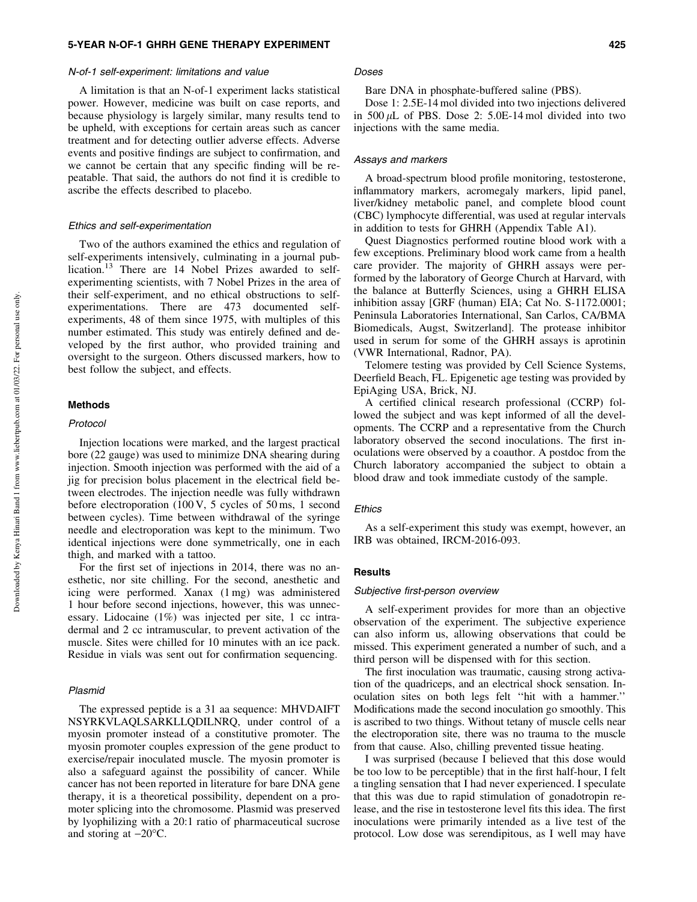### N-of-1 self-experiment: limitations and value

A limitation is that an N-of-1 experiment lacks statistical power. However, medicine was built on case reports, and because physiology is largely similar, many results tend to be upheld, with exceptions for certain areas such as cancer treatment and for detecting outlier adverse effects. Adverse events and positive findings are subject to confirmation, and we cannot be certain that any specific finding will be repeatable. That said, the authors do not find it is credible to ascribe the effects described to placebo.

### Ethics and self-experimentation

Two of the authors examined the ethics and regulation of self-experiments intensively, culminating in a journal publication.[13] There are 14 Nobel Prizes awarded to self-experimenting scientists, with 7 Nobel Prizes in the area of their self-experiment, and no ethical obstructions to self-experimentations. There are 473 documented self-experiments, 48 of them since 1975, with multiples of this number estimated. This study was entirely defined and developed by the first author, who provided training and oversight to the surgeon. Others discussed markers, how to best follow the subject, and effects.

## Methods

### Protocol

Injection locations were marked, and the largest practical bore (22 gauge) was used to minimize DNA shearing during injection. Smooth injection was performed with the aid of a jig for precision bolus placement in the electrical field between electrodes. The injection needle was fully withdrawn before electroporation (100 V, 5 cycles of 50 ms, 1 second between cycles). Time between withdrawal of the syringe needle and electroporation was kept to the minimum. Two identical injections were done symmetrically, one in each thigh, and marked with a tattoo.

For the first set of injections in 2014, there was no anesthetic, nor site chilling. For the second, anesthetic and icing were performed. Xanax (1 mg) was administered 1 hour before second injections, however, this was unnecessary. Lidocaine (1%) was injected per site, 1 cc intradermal and 2 cc intramuscular, to prevent activation of the muscle. Sites were chilled for 10 minutes with an ice pack. Residue in vials was sent out for confirmation sequencing.

### Plasmid

The expressed peptide is a 31 aa sequence: MHVDAIFT NSYRKVLAQLSARKLLQDILNRQ, under control of a myosin promoter instead of a constitutive promoter. The myosin promoter couples expression of the gene product to exercise/repair inoculated muscle. The myosin promoter is also a safeguard against the possibility of cancer. While cancer has not been reported in literature for bare DNA gene therapy, it is a theoretical possibility, dependent on a promoter splicing into the chromosome. Plasmid was preserved by lyophilizing with a 20:1 ratio of pharmaceutical sucrose and storing at $-20°C$.

### Doses

Bare DNA in phosphate-buffered saline (PBS).

Dose 1: 2.5E-14 mol divided into two injections delivered in 500 $\mu$L of PBS. Dose 2: 5.0E-14 mol divided into two injections with the same media.

### Assays and markers

A broad-spectrum blood profile monitoring, testosterone, inflammatory markers, acromegaly markers, lipid panel, liver/kidney metabolic panel, and complete blood count (CBC) lymphocyte differential, was used at regular intervals in addition to tests for GHRH (Appendix Table A1).

Quest Diagnostics performed routine blood work with a few exceptions. Preliminary blood work came from a health care provider. The majority of GHRH assays were performed by the laboratory of George Church at Harvard, with the balance at Butterfly Sciences, using a GHRH ELISA inhibition assay [GRF (human) EIA; Cat No. S-1172.0001; Peninsula Laboratories International, San Carlos, CA/BMA Biomedicals, Augst, Switzerland]. The protease inhibitor used in serum for some of the GHRH assays is aprotinin (VWR International, Radnor, PA).

Telomere testing was provided by Cell Science Systems, Deerfield Beach, FL. Epigenetic age testing was provided by EpiAging USA, Brick, NJ.

A certified clinical research professional (CCRP) followed the subject and was kept informed of all the developments. The CCRP and a representative from the Church laboratory observed the second inoculations. The first inoculations were observed by a coauthor. A postdoc from the Church laboratory accompanied the subject to obtain a blood draw and took immediate custody of the sample.

### Ethics

As a self-experiment this study was exempt, however, an IRB was obtained, IRCM-2016-093.

## Results

### Subjective first-person overview

A self-experiment provides for more than an objective observation of the experiment. The subjective experience can also inform us, allowing observations that could be missed. This experiment generated a number of such, and a third person will be dispensed with for this section.

The first inoculation was traumatic, causing strong activation of the quadriceps, and an electrical shock sensation. Inoculation sites on both legs felt ''hit with a hammer.'' Modifications made the second inoculation go smoothly. This is ascribed to two things. Without tetany of muscle cells near the electroporation site, there was no trauma to the muscle from that cause. Also, chilling prevented tissue heating.

I was surprised (because I believed that this dose would be too low to be perceptible) that in the first half-hour, I felt a tingling sensation that I had never experienced. I speculate that this was due to rapid stimulation of gonadotropin release, and the rise in testosterone level fits this idea. The first inoculations were primarily intended as a live test of the protocol. Low dose was serendipitous, as I well may have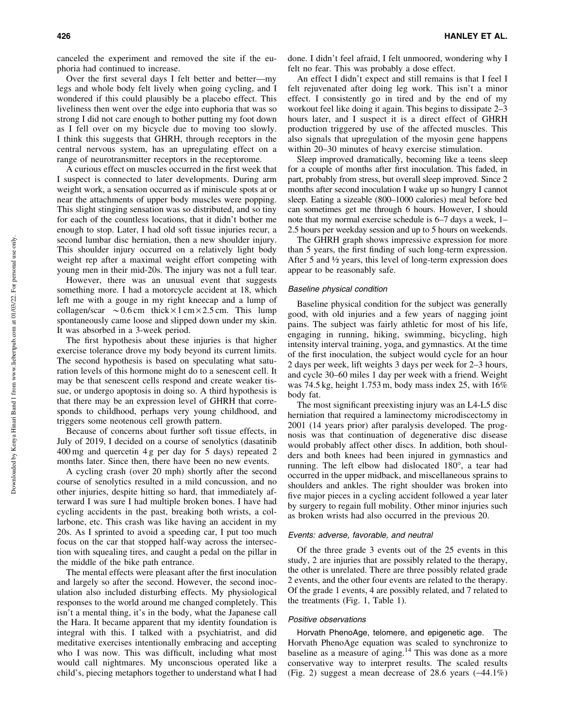canceled the experiment and removed the site if the euphoria had continued to increase.

Over the first several days I felt better and better—my legs and whole body felt lively when going cycling, and I wondered if this could plausibly be a placebo effect. This liveliness then went over the edge into euphoria that was so strong I did not care enough to bother putting my foot down as I fell over on my bicycle due to moving too slowly. I think this suggests that GHRH, through receptors in the central nervous system, has an upregulating effect on a range of neurotransmitter receptors in the receptorome.

A curious effect on muscles occurred in the first week that I suspect is connected to later developments. During arm weight work, a sensation occurred as if miniscule spots at or near the attachments of upper body muscles were popping. This slight stinging sensation was so distributed, and so tiny for each of the countless locations, that it didn't bother me enough to stop. Later, I had old soft tissue injuries recur, a second lumbar disc herniation, then a new shoulder injury. This shoulder injury occurred on a relatively light body weight rep after a maximal weight effort competing with young men in their mid-20s. The injury was not a full tear.

However, there was an unusual event that suggests something more. I had a motorcycle accident at 18, which left me with a gouge in my right kneecap and a lump of collagen/scar $\sim$0.6 cm thick $\times$ 1 cm $\times$ 2.5 cm. This lump spontaneously came loose and slipped down under my skin. It was absorbed in a 3-week period.

The first hypothesis about these injuries is that higher exercise tolerance drove my body beyond its current limits. The second hypothesis is based on speculating what saturation levels of this hormone might do to a senescent cell. It may be that senescent cells respond and create weaker tissue, or undergo apoptosis in doing so. A third hypothesis is that there may be an expression level of GHRH that corresponds to childhood, perhaps very young childhood, and triggers some neotenous cell growth pattern.

Because of concerns about further soft tissue effects, in July of 2019, I decided on a course of senolytics (dasatinib 400 mg and quercetin 4 g per day for 5 days) repeated 2 months later. Since then, there have been no new events.

A cycling crash (over 20 mph) shortly after the second course of senolytics resulted in a mild concussion, and no other injuries, despite hitting so hard, that immediately afterward I was sure I had multiple broken bones. I have had cycling accidents in the past, breaking both wrists, a collarbone, etc. This crash was like having an accident in my 20s. As I sprinted to avoid a speeding car, I put too much focus on the car that stopped half-way across the intersection with squealing tires, and caught a pedal on the pillar in the middle of the bike path entrance.

The mental effects were pleasant after the first inoculation and largely so after the second. However, the second inoculation also included disturbing effects. My physiological responses to the world around me changed completely. This isn't a mental thing, it's in the body, what the Japanese call the Hara. It became apparent that my identity foundation is integral with this. I talked with a psychiatrist, and did meditative exercises intentionally embracing and accepting who I was now. This was difficult, including what most would call nightmares. My unconscious operated like a child's, piecing metaphors together to understand what I had done. I didn't feel afraid, I felt unmoored, wondering why I felt no fear. This was probably a dose effect.

An effect I didn't expect and still remains is that I feel I felt rejuvenated after doing leg work. This isn't a minor effect. I consistently go in tired and by the end of my workout feel like doing it again. This begins to dissipate 2–3 hours later, and I suspect it is a direct effect of GHRH production triggered by use of the affected muscles. This also signals that upregulation of the myosin gene happens within 20–30 minutes of heavy exercise stimulation.

Sleep improved dramatically, becoming like a teens sleep for a couple of months after first inoculation. This faded, in part, probably from stress, but overall sleep improved. Since 2 months after second inoculation I wake up so hungry I cannot sleep. Eating a sizeable (800–1000 calories) meal before bed can sometimes get me through 6 hours. However, I should note that my normal exercise schedule is 6–7 days a week, 1–2.5 hours per weekday session and up to 5 hours on weekends.

The GHRH graph shows impressive expression for more than 5 years, the first finding of such long-term expression. After 5 and ½ years, this level of long-term expression does appear to be reasonably safe.

### *Baseline physical condition*

Baseline physical condition for the subject was generally good, with old injuries and a few years of nagging joint pains. The subject was fairly athletic for most of his life, engaging in running, hiking, swimming, bicycling, high intensity interval training, yoga, and gymnastics. At the time of the first inoculation, the subject would cycle for an hour 2 days per week, lift weights 3 days per week for 2–3 hours, and cycle 30–60 miles 1 day per week with a friend. Weight was 74.5 kg, height 1.753 m, body mass index 25, with 16% body fat.

The most significant preexisting injury was an L4-L5 disc herniation that required a laminectomy microdiscectomy in 2001 (14 years prior) after paralysis developed. The prognosis was that continuation of degenerative disc disease would probably affect other discs. In addition, both shoulders and both knees had been injured in gymnastics and running. The left elbow had dislocated 180°, a tear had occurred in the upper midback, and miscellaneous sprains to shoulders and ankles. The right shoulder was broken into five major pieces in a cycling accident followed a year later by surgery to regain full mobility. Other minor injuries such as broken wrists had also occurred in the previous 20.

### *Events: adverse, favorable, and neutral*

Of the three grade 3 events out of the 25 events in this study, 2 are injuries that are possibly related to the therapy, the other is unrelated. There are three possibly related grade 2 events, and the other four events are related to the therapy. Of the grade 1 events, 4 are possibly related, and 7 related to the treatments (Fig. 1, Table 1).

### *Positive observations*

**Horvath PhenoAge, telomere, and epigenetic age.** The Horvath PhenoAge equation was scaled to synchronize to baseline as a measure of aging.[14] This was done as a more conservative way to interpret results. The scaled results (Fig. 2) suggest a mean decrease of 28.6 years (–44.1%)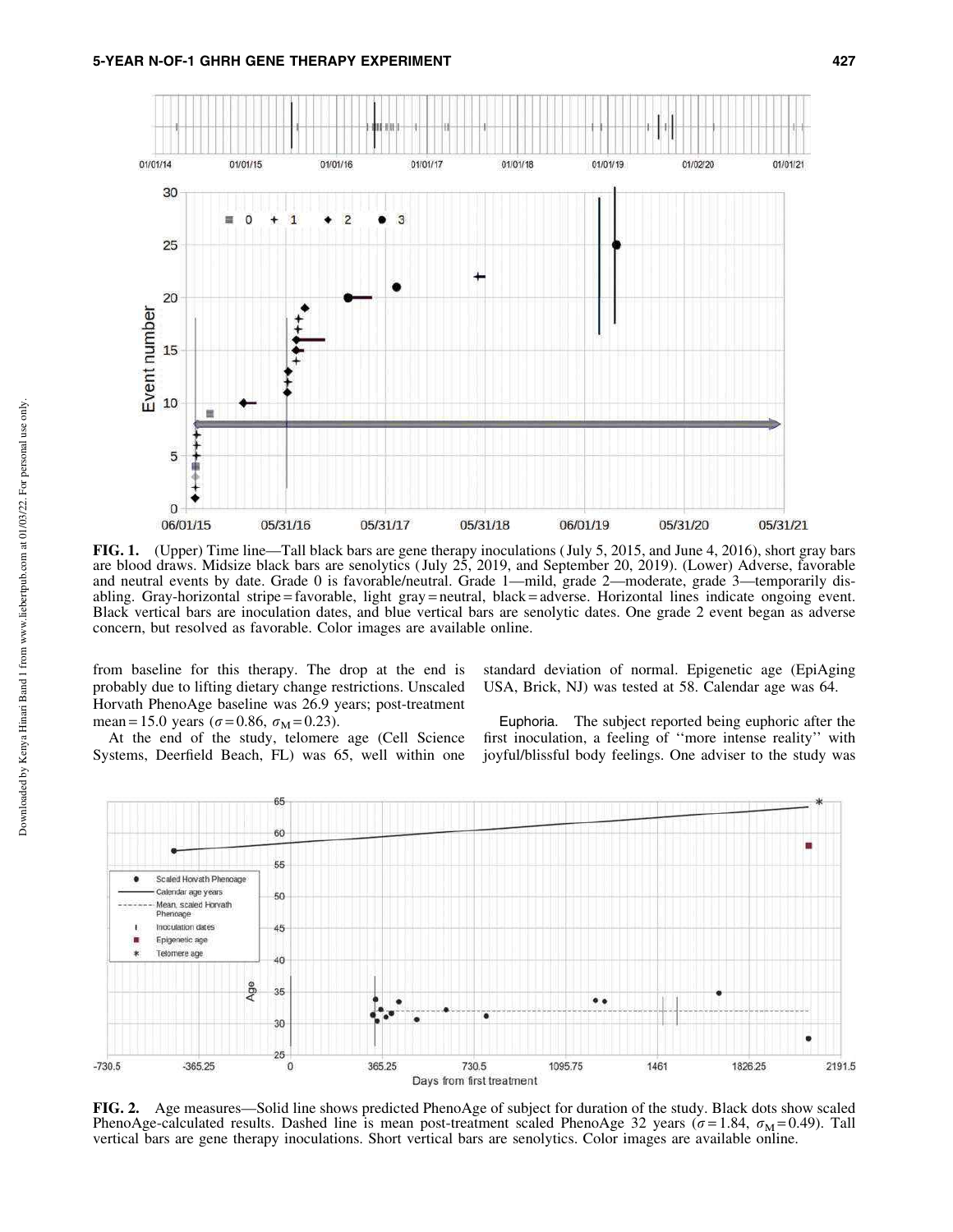**FIG. 1.** (Upper) Time line—Tall black bars are gene therapy inoculations (July 5, 2015, and June 4, 2016), short gray bars are blood draws. Midsize black bars are senolytics (July 25, 2019, and September 20, 2019). (Lower) Adverse, favorable and neutral events by date. Grade 0 is favorable/neutral. Grade 1—mild, grade 2—moderate, grade 3—temporarily disabling. Gray-horizontal stripe = favorable, light gray = neutral, black = adverse. Horizontal lines indicate ongoing event. Black vertical bars are inoculation dates, and blue vertical bars are senolytic dates. One grade 2 event began as adverse concern, but resolved as favorable. Color images are available online.

from baseline for this therapy. The drop at the end is probably due to lifting dietary change restrictions. Unscaled Horvath PhenoAge baseline was 26.9 years; post-treatment mean = 15.0 years ($\sigma = 0.86$, $\sigma_M = 0.23$).

At the end of the study, telomere age (Cell Science Systems, Deerfield Beach, FL) was 65, well within one standard deviation of normal. Epigenetic age (EpiAging USA, Brick, NJ) was tested at 58. Calendar age was 64.

Euphoria. The subject reported being euphoric after the first inoculation, a feeling of ''more intense reality'' with joyful/blissful body feelings. One adviser to the study was

**FIG. 2.** Age measures—Solid line shows predicted PhenoAge of subject for duration of the study. Black dots show scaled PhenoAge-calculated results. Dashed line is mean post-treatment scaled PhenoAge 32 years ($\sigma = 1.84$, $\sigma_M = 0.49$). Tall vertical bars are gene therapy inoculations. Short vertical bars are senolytics. Color images are available online.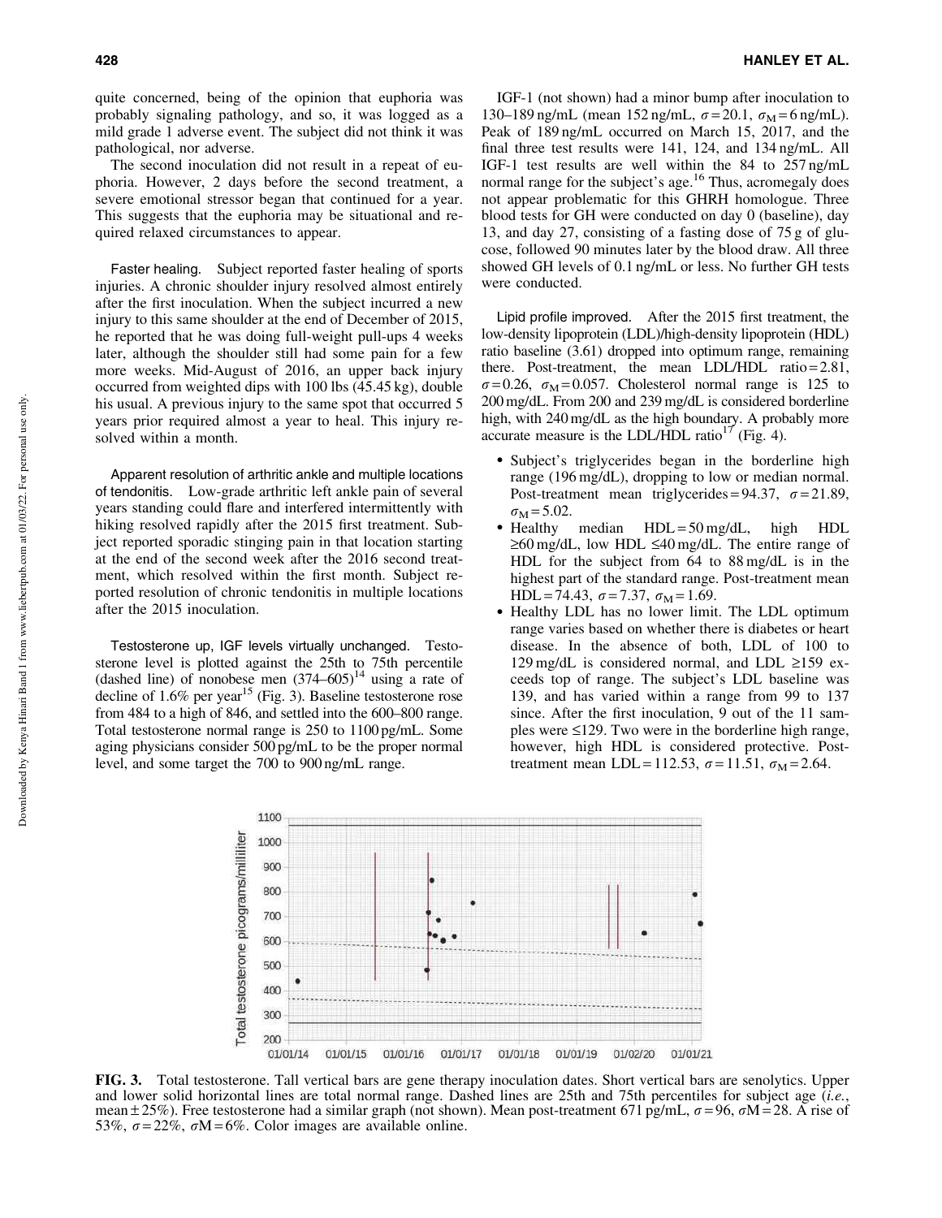quite concerned, being of the opinion that euphoria was probably signaling pathology, and so, it was logged as a mild grade 1 adverse event. The subject did not think it was pathological, nor adverse.

The second inoculation did not result in a repeat of euphoria. However, 2 days before the second treatment, a severe emotional stressor began that continued for a year. This suggests that the euphoria may be situational and required relaxed circumstances to appear.

#### Faster healing.

Subject reported faster healing of sports injuries. A chronic shoulder injury resolved almost entirely after the first inoculation. When the subject incurred a new injury to this same shoulder at the end of December of 2015, he reported that he was doing full-weight pull-ups 4 weeks later, although the shoulder still had some pain for a few more weeks. Mid-August of 2016, an upper back injury occurred from weighted dips with 100 lbs (45.45 kg), double his usual. A previous injury to the same spot that occurred 5 years prior required almost a year to heal. This injury resolved within a month.

#### Apparent resolution of arthritic ankle and multiple locations of tendonitis.

Low-grade arthritic left ankle pain of several years standing could flare and interfered intermittently with hiking resolved rapidly after the 2015 first treatment. Subject reported sporadic stinging pain in that location starting at the end of the second week after the 2016 second treatment, which resolved within the first month. Subject reported resolution of chronic tendonitis in multiple locations after the 2015 inoculation.

#### Testosterone up, IGF levels virtually unchanged.

Testosterone level is plotted against the 25th to 75th percentile (dashed line) of nonobese men (374–605)[14] using a rate of decline of 1.6% per year[15] (Fig. 3). Baseline testosterone rose from 484 to a high of 846, and settled into the 600–800 range. Total testosterone normal range is 250 to 1100 pg/mL. Some aging physicians consider 500 pg/mL to be the proper normal level, and some target the 700 to 900 ng/mL range.

IGF-1 (not shown) had a minor bump after inoculation to 130–189 ng/mL (mean 152 ng/mL, $\sigma = 20.1$, $\sigma_M = 6$ ng/mL). Peak of 189 ng/mL occurred on March 15, 2017, and the final three test results were 141, 124, and 134 ng/mL. All IGF-1 test results are well within the 84 to 257 ng/mL normal range for the subject's age.[16] Thus, acromegaly does not appear problematic for this GHRH homologue. Three blood tests for GH were conducted on day 0 (baseline), day 13, and day 27, consisting of a fasting dose of 75 g of glucose, followed 90 minutes later by the blood draw. All three showed GH levels of 0.1 ng/mL or less. No further GH tests were conducted.

#### Lipid profile improved.

After the 2015 first treatment, the low-density lipoprotein (LDL)/high-density lipoprotein (HDL) ratio baseline (3.61) dropped into optimum range, remaining there. Post-treatment, the mean LDL/HDL ratio = 2.81, $\sigma = 0.26$, $\sigma_M = 0.057$. Cholesterol normal range is 125 to 200 mg/dL. From 200 and 239 mg/dL is considered borderline high, with 240 mg/dL as the high boundary. A probably more accurate measure is the LDL/HDL ratio[17] (Fig. 4).

- Subject's triglycerides began in the borderline high range (196 mg/dL), dropping to low or median normal. Post-treatment mean triglycerides = 94.37, $\sigma = 21.89$, $\sigma_M = 5.02$.
- Healthy median HDL = 50 mg/dL, high HDL ≥60 mg/dL, low HDL ≤40 mg/dL. The entire range of HDL for the subject from 64 to 88 mg/dL is in the highest part of the standard range. Post-treatment mean HDL = 74.43, $\sigma = 7.37$, $\sigma_M = 1.69$.
- Healthy LDL has no lower limit. The LDL optimum range varies based on whether there is diabetes or heart disease. In the absence of both, LDL of 100 to 129 mg/dL is considered normal, and LDL ≥159 exceeds top of range. The subject's LDL baseline was 139, and has varied within a range from 99 to 137 since. After the first inoculation, 9 out of the 11 samples were ≤129. Two were in the borderline high range, however, high HDL is considered protective. Post-treatment mean LDL = 112.53, $\sigma = 11.51$, $\sigma_M = 2.64$.

**FIG. 3.** Total testosterone. Tall vertical bars are gene therapy inoculation dates. Short vertical bars are senolytics. Upper and lower solid horizontal lines are total normal range. Dashed lines are 25th and 75th percentiles for subject age (*i.e.*, mean ± 25%). Free testosterone had a similar graph (not shown). Mean post-treatment 671 pg/mL, $\sigma = 96$, $\sigma M = 28$. A rise of 53%, $\sigma = 22\%$, $\sigma M = 6\%$. Color images are available online.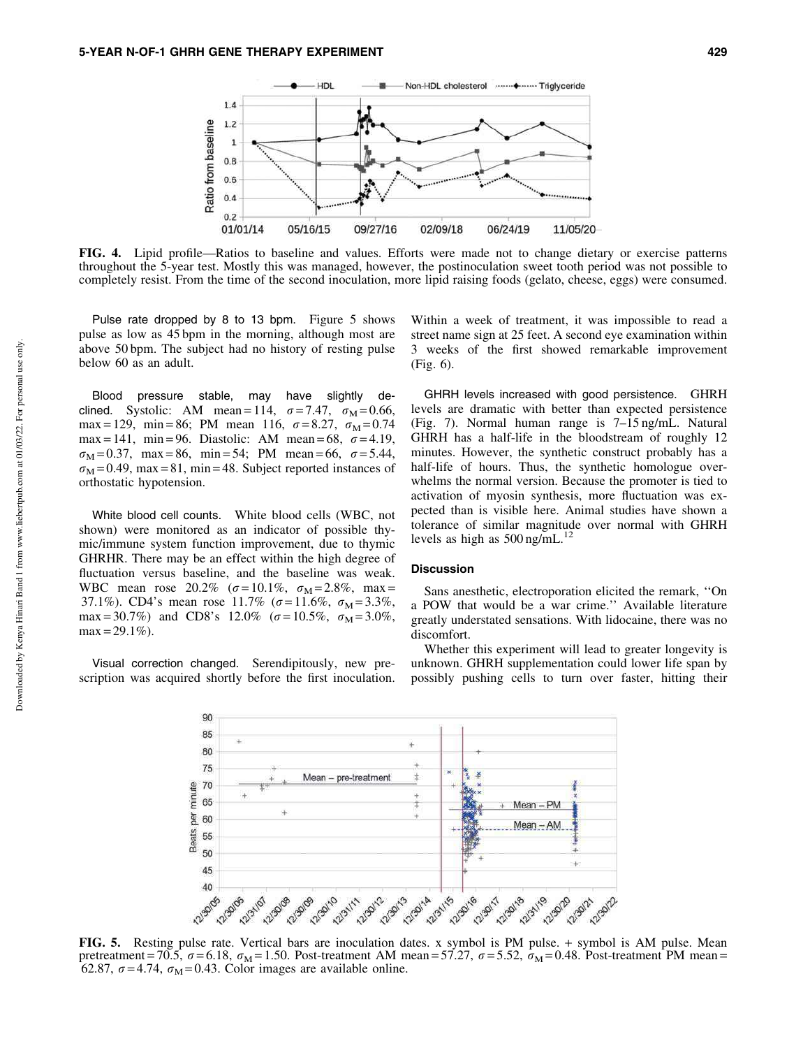**FIG. 4.** Lipid profile—Ratios to baseline and values. Efforts were made not to change dietary or exercise patterns throughout the 5-year test. Mostly this was managed, however, the postinoculation sweet tooth period was not possible to completely resist. From the time of the second inoculation, more lipid raising foods (gelato, cheese, eggs) were consumed.

Pulse rate dropped by 8 to 13 bpm. Figure 5 shows pulse as low as 45 bpm in the morning, although most are above 50 bpm. The subject had no history of resting pulse below 60 as an adult.

Blood pressure stable, may have slightly declined. Systolic: AM mean = 114, $\sigma = 7.47$, $\sigma_M = 0.66$, max = 129, min = 86; PM mean 116, $\sigma = 8.27$, $\sigma_M = 0.74$ max = 141, min = 96. Diastolic: AM mean = 68, $\sigma = 4.19$, $\sigma_M = 0.37$, max = 86, min = 54; PM mean = 66, $\sigma = 5.44$, $\sigma_M = 0.49$, max = 81, min = 48. Subject reported instances of orthostatic hypotension.

White blood cell counts. White blood cells (WBC, not shown) were monitored as an indicator of possible thymic/immune system function improvement, due to thymic GHRHR. There may be an effect within the high degree of fluctuation versus baseline, and the baseline was weak. WBC mean rose 20.2% ($\sigma = 10.1\%$, $\sigma_M = 2.8\%$, max = 37.1%). CD4's mean rose 11.7% ($\sigma = 11.6\%$, $\sigma_M = 3.3\%$, max = 30.7%) and CD8's 12.0% ($\sigma = 10.5\%$, $\sigma_M = 3.0\%$, max = 29.1%).

Visual correction changed. Serendipitously, new prescription was acquired shortly before the first inoculation. Within a week of treatment, it was impossible to read a street name sign at 25 feet. A second eye examination within 3 weeks of the first showed remarkable improvement (Fig. 6).

GHRH levels increased with good persistence. GHRH levels are dramatic with better than expected persistence (Fig. 7). Normal human range is 7–15 ng/mL. Natural GHRH has a half-life in the bloodstream of roughly 12 minutes. However, the synthetic construct probably has a half-life of hours. Thus, the synthetic homologue overwhelms the normal version. Because the promoter is tied to activation of myosin synthesis, more fluctuation was expected than is visible here. Animal studies have shown a tolerance of similar magnitude over normal with GHRH levels as high as 500 ng/mL.[12]

## Discussion

Sans anesthetic, electroporation elicited the remark, ''On a POW that would be a war crime.'' Available literature greatly understated sensations. With lidocaine, there was no discomfort.

Whether this experiment will lead to greater longevity is unknown. GHRH supplementation could lower life span by possibly pushing cells to turn over faster, hitting their

**FIG. 5.** Resting pulse rate. Vertical bars are inoculation dates. x symbol is PM pulse. + symbol is AM pulse. Mean pretreatment = 70.5, $\sigma = 6.18$, $\sigma_M = 1.50$. Post-treatment AM mean = 57.27, $\sigma = 5.52$, $\sigma_M = 0.48$. Post-treatment PM mean = 62.87, $\sigma = 4.74$, $\sigma_M = 0.43$. Color images are available online.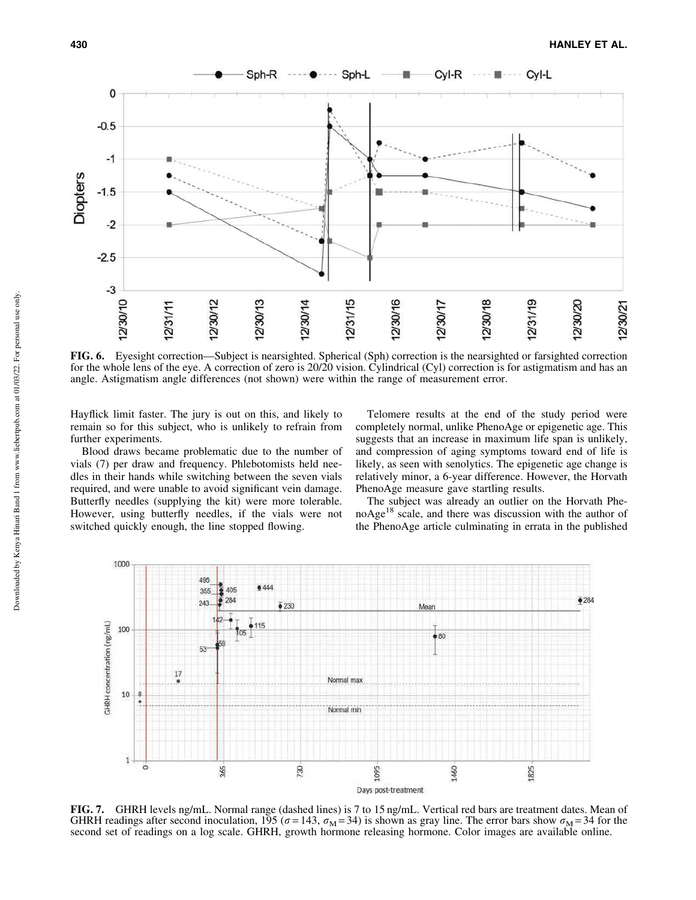**FIG. 6.** Eyesight correction—Subject is nearsighted. Spherical (Sph) correction is the nearsighted or farsighted correction for the whole lens of the eye. A correction of zero is 20/20 vision. Cylindrical (Cyl) correction is for astigmatism and has an angle. Astigmatism angle differences (not shown) were within the range of measurement error.

Hayflick limit faster. The jury is out on this, and likely to remain so for this subject, who is unlikely to refrain from further experiments.

Blood draws became problematic due to the number of vials (7) per draw and frequency. Phlebotomists held needles in their hands while switching between the seven vials required, and were unable to avoid significant vein damage. Butterfly needles (supplying the kit) were more tolerable. However, using butterfly needles, if the vials were not switched quickly enough, the line stopped flowing.

Telomere results at the end of the study period were completely normal, unlike PhenoAge or epigenetic age. This suggests that an increase in maximum life span is unlikely, and compression of aging symptoms toward end of life is likely, as seen with senolytics. The epigenetic age change is relatively minor, a 6-year difference. However, the Horvath PhenoAge measure gave startling results.

The subject was already an outlier on the Horvath PhenoAge[18] scale, and there was discussion with the author of the PhenoAge article culminating in errata in the published

**FIG. 7.** GHRH levels ng/mL. Normal range (dashed lines) is 7 to 15 ng/mL. Vertical red bars are treatment dates. Mean of GHRH readings after second inoculation, 195 ($\sigma = 143$, $\sigma_M = 34$) is shown as gray line. The error bars show $\sigma_M = 34$ for the second set of readings on a log scale. GHRH, growth hormone releasing hormone. Color images are available online.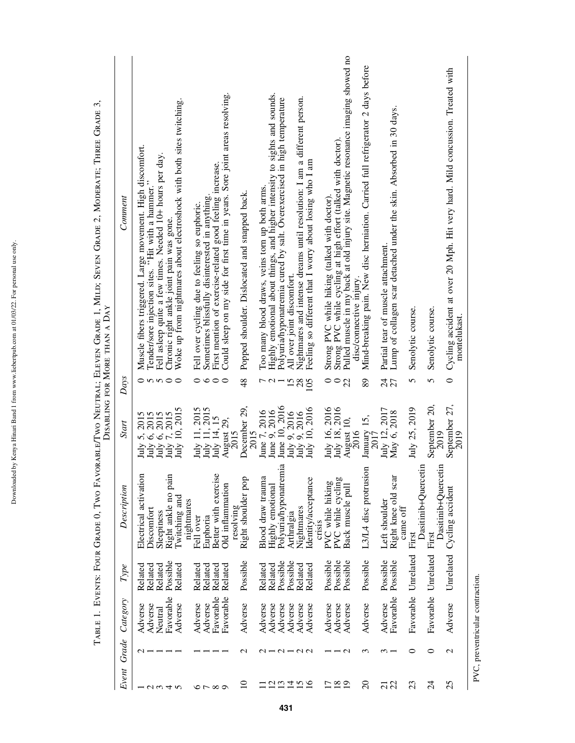Table 1. Events: Four Grade 0, Two Favorable/Two Neutral; Eleven Grade 1, Mild; Seven Grade 2, Moderate; Three Grade 3, Disabling for More than a Day

| Event | Grade | Category | Type | Description | Start | Days | Comment |
|---|---|---|---|---|---|---|---|
| 1 | 2 | Adverse | Related | Electrical activation | July 5, 2015 | 0 | Muscle fibers triggered. Large movement. High discomfort. |
| 2 | 1 | Adverse | Related | Discomfort | July 6, 2015 | 5 | Tender/sore injection sites. "Hit with a hammer." |
| 3 | 1 | Neutral | Related | Sleepiness | July 6, 2015 | 5 | Fell asleep quite a few times. Needed 10+ hours per day. |
| 4 | 1 | Favorable | Possible | Right ankle no pain | July 7, 2015 | 0 | Chronic right ankle joint pain was gone. |
| 5 | 1 | Adverse | Related | Twitching and nightmares | July 10, 2015 | 0 | Woke up from nightmares about electroshock with both sites twitching. |
| 6 | 1 | Adverse | Related | Fell over | July 11, 2015 | 0 | Fell over cycling due to feeling so euphoric. |
| 7 | 1 | Adverse | Related | Euphoria | July 11, 2015 | 6 | Sometimes blissfully disinterested in anything. |
| 8 | 1 | Favorable | Related | Better with exercise | July 14, 15 | 0 | First mention of exercise-related good feeling increase. |
| 9 | 1 | Favorable | Related | Old inflammation resolving | August 29, 2015 | 0 | Could sleep on my side for first time in years. Sore joint areas resolving. |
| 10 | 2 | Adverse | Possible | Right shoulder pop | December 29, 2015 | 48 | Popped shoulder. Dislocated and snapped back. |
| 11 | 2 | Adverse | Related | Blood draw trauma | June 7, 2016 | 7 | Too many blood draws, veins torn up both arms. |
| 12 | 1 | Adverse | Related | Highly emotional | June 9, 2016 | 2 | Highly emotional about things, and higher intensity to sights and sounds. |
| 13 | 2 | Adverse | Possible | Polyuria/hyponatremia | June 10, 2016 | 1 | Polyuria/hyponatremia cured by salt. Overexercised in high temperature |
| 14 | 1 | Adverse | Possible | Arthralgia | July 9, 2016 | 15 | All over joint discomfort. |
| 15 | 2 | Adverse | Related | Nightmares | July 9, 2016 | 28 | Nightmares and intense dreams until resolution: I am a different person. |
| 16 | 2 | Adverse | Related | Identity/acceptance crisis | July 10, 2016 | 105 | Feeling so different that I worry about losing who I am |
| 17 | 1 | Adverse | Possible | PVC while hiking | July 16, 2016 | 0 | Strong PVC while hiking (talked with doctor). |
| 18 | 1 | Adverse | Possible | PVC while cycling | July 18, 2016 | 0 | Strong PVC while cycling at high effort (talked with doctor). |
| 19 | 2 | Adverse | Possible | Back muscle pull | August 10, 2016 | 22 | Pulled muscle in my back at old injury site. Magnetic resonance imaging showed no disc/connective injury. |
| 20 | 3 | Adverse | Possible | L3/L4 disc protrusion | January 15, 2017 | 89 | Mind-breaking pain. New disc herniation. Carried full refrigerator 2 days before |
| 21 | 3 | Adverse | Possible | Left shoulder | July 12, 2017 | 24 | Partial tear of muscle attachment. |
| 22 | 1 | Favorable | Possible | Right knee old scar came off | May 6, 2018 | 27 | Lump of collagen scar detached under the skin. Absorbed in 30 days. |
| 23 | 0 | Favorable | Unrelated | First Dasitinib+Quercetin | July 25, 2019 | 5 | Senolytic course. |
| 24 | 0 | Favorable | Unrelated | First Dasitinib+Quercetin | September 20, 2019 | 5 | Senolytic course. |
| 25 | 2 | Adverse | Unrelated | Cycling accident | September 27, 2019 | 0 | Cycling accident at over 20 Mph. Hit very hard. Mild concussion. Treated with montelukast. |

PVC, preventricular contraction.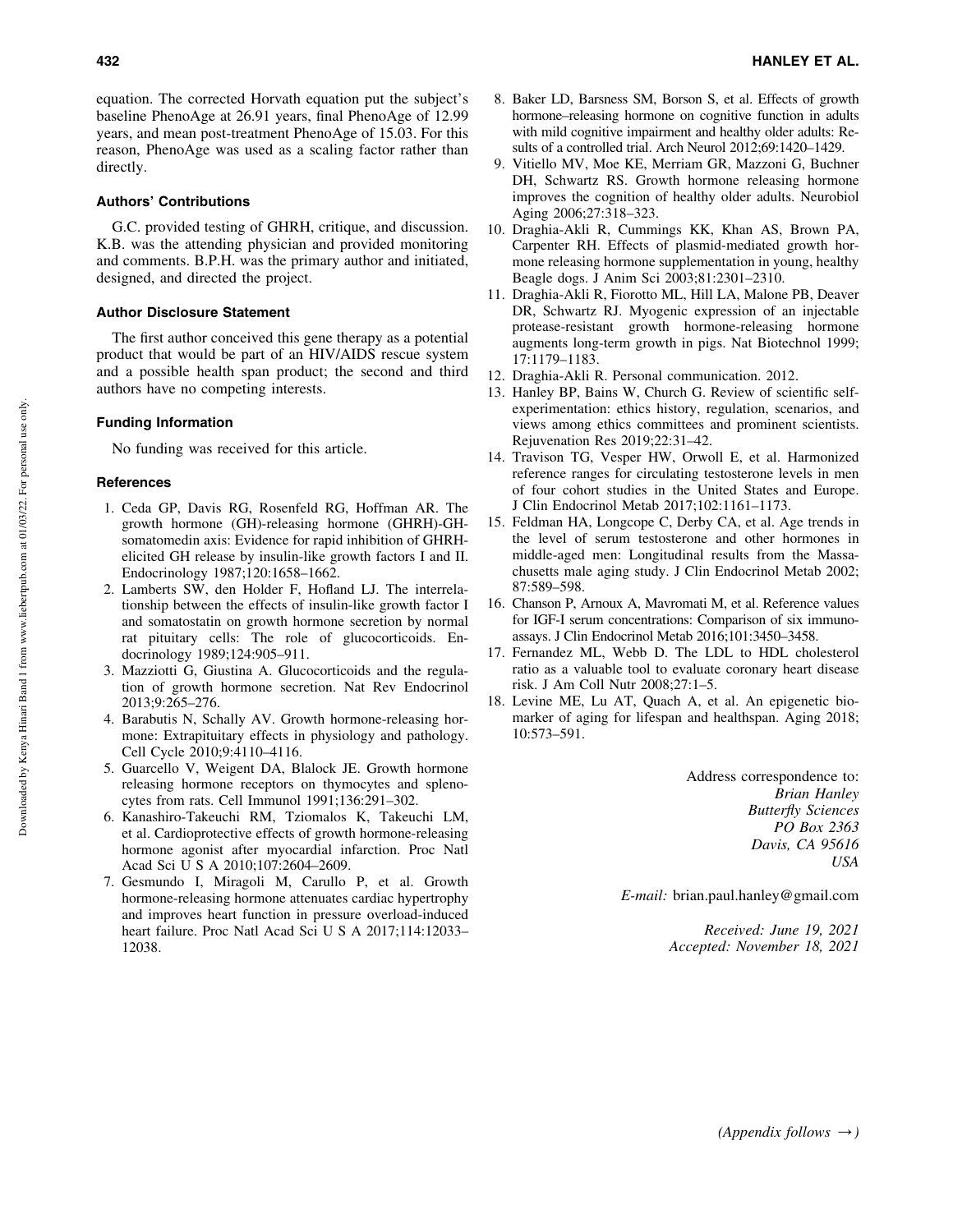equation. The corrected Horvath equation put the subject's baseline PhenoAge at 26.91 years, final PhenoAge of 12.99 years, and mean post-treatment PhenoAge of 15.03. For this reason, PhenoAge was used as a scaling factor rather than directly.

### Authors' Contributions

G.C. provided testing of GHRH, critique, and discussion. K.B. was the attending physician and provided monitoring and comments. B.P.H. was the primary author and initiated, designed, and directed the project.

### Author Disclosure Statement

The first author conceived this gene therapy as a potential product that would be part of an HIV/AIDS rescue system and a possible health span product; the second and third authors have no competing interests.

### Funding Information

No funding was received for this article.

### References

1. Ceda GP, Davis RG, Rosenfeld RG, Hoffman AR. The growth hormone (GH)-releasing hormone (GHRH)-GH-somatomedin axis: Evidence for rapid inhibition of GHRH-elicited GH release by insulin-like growth factors I and II. Endocrinology 1987;120:1658–1662.
2. Lamberts SW, den Holder F, Hofland LJ. The interrelationship between the effects of insulin-like growth factor I and somatostatin on growth hormone secretion by normal rat pituitary cells: The role of glucocorticoids. Endocrinology 1989;124:905–911.
3. Mazziotti G, Giustina A. Glucocorticoids and the regulation of growth hormone secretion. Nat Rev Endocrinol 2013;9:265–276.
4. Barabutis N, Schally AV. Growth hormone-releasing hormone: Extrapituitary effects in physiology and pathology. Cell Cycle 2010;9:4110–4116.
5. Guarcello V, Weigent DA, Blalock JE. Growth hormone releasing hormone receptors on thymocytes and splenocytes from rats. Cell Immunol 1991;136:291–302.
6. Kanashiro-Takeuchi RM, Tziomalos K, Takeuchi LM, et al. Cardioprotective effects of growth hormone-releasing hormone agonist after myocardial infarction. Proc Natl Acad Sci U S A 2010;107:2604–2609.
7. Gesmundo I, Miragoli M, Carullo P, et al. Growth hormone-releasing hormone attenuates cardiac hypertrophy and improves heart function in pressure overload-induced heart failure. Proc Natl Acad Sci U S A 2017;114:12033–12038.
8. Baker LD, Barsness SM, Borson S, et al. Effects of growth hormone–releasing hormone on cognitive function in adults with mild cognitive impairment and healthy older adults: Results of a controlled trial. Arch Neurol 2012;69:1420–1429.
9. Vitiello MV, Moe KE, Merriam GR, Mazzoni G, Buchner DH, Schwartz RS. Growth hormone releasing hormone improves the cognition of healthy older adults. Neurobiol Aging 2006;27:318–323.
10. Draghia-Akli R, Cummings KK, Khan AS, Brown PA, Carpenter RH. Effects of plasmid-mediated growth hormone releasing hormone supplementation in young, healthy Beagle dogs. J Anim Sci 2003;81:2301–2310.
11. Draghia-Akli R, Fiorotto ML, Hill LA, Malone PB, Deaver DR, Schwartz RJ. Myogenic expression of an injectable protease-resistant growth hormone-releasing hormone augments long-term growth in pigs. Nat Biotechnol 1999; 17:1179–1183.
12. Draghia-Akli R. Personal communication. 2012.
13. Hanley BP, Bains W, Church G. Review of scientific self-experimentation: ethics history, regulation, scenarios, and views among ethics committees and prominent scientists. Rejuvenation Res 2019;22:31–42.
14. Travison TG, Vesper HW, Orwoll E, et al. Harmonized reference ranges for circulating testosterone levels in men of four cohort studies in the United States and Europe. J Clin Endocrinol Metab 2017;102:1161–1173.
15. Feldman HA, Longcope C, Derby CA, et al. Age trends in the level of serum testosterone and other hormones in middle-aged men: Longitudinal results from the Massachusetts male aging study. J Clin Endocrinol Metab 2002; 87:589–598.
16. Chanson P, Arnoux A, Mavromati M, et al. Reference values for IGF-I serum concentrations: Comparison of six immunoassays. J Clin Endocrinol Metab 2016;101:3450–3458.
17. Fernandez ML, Webb D. The LDL to HDL cholesterol ratio as a valuable tool to evaluate coronary heart disease risk. J Am Coll Nutr 2008;27:1–5.
18. Levine ME, Lu AT, Quach A, et al. An epigenetic biomarker of aging for lifespan and healthspan. Aging 2018; 10:573–591.

Address correspondence to:
*Brian Hanley*
*Butterfly Sciences*
*PO Box 2363*
*Davis, CA 95616*
*USA*

*E-mail:* brian.paul.hanley@gmail.com

*Received: June 19, 2021*
*Accepted: November 18, 2021*

*(Appendix follows →)*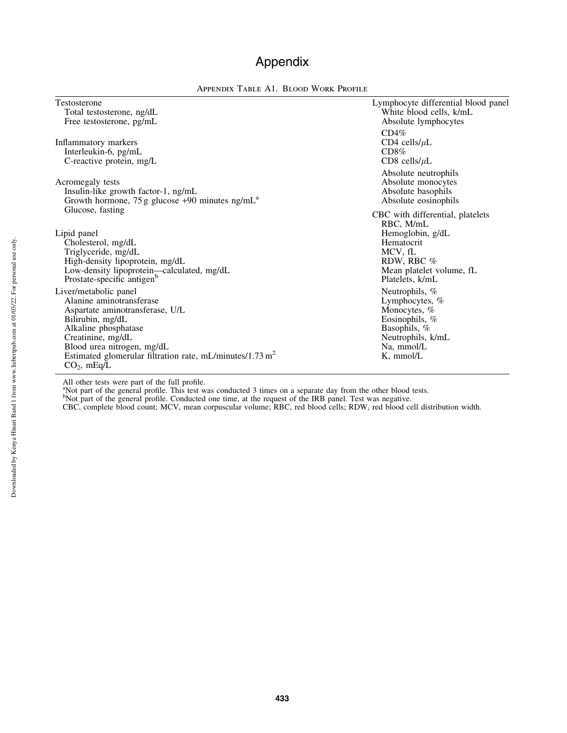# Appendix

Appendix Table A1. Blood Work Profile

| | |
|---|---|
| **Testosterone** | **Lymphocyte differential blood panel** |
| Total testosterone, ng/dL | White blood cells, k/mL |
| Free testosterone, pg/mL | Absolute lymphocytes |
| | CD4% |
| **Inflammatory markers** | CD4 cells/$\mu$L |
| Interleukin-6, pg/mL | CD8% |
| C-reactive protein, mg/L | CD8 cells/$\mu$L |
| | Absolute neutrophils |
| **Acromegaly tests** | Absolute monocytes |
| Insulin-like growth factor-1, ng/mL | Absolute basophils |
| Growth hormone, 75 g glucose +90 minutes ng/mL[a] | Absolute eosinophils |
| Glucose, fasting | |
| | **CBC with differential, platelets** |
| | RBC, M/mL |
| **Lipid panel** | Hemoglobin, g/dL |
| Cholesterol, mg/dL | Hematocrit |
| Triglyceride, mg/dL | MCV, fL |
| High-density lipoprotein, mg/dL | RDW, RBC % |
| Low-density lipoprotein—calculated, mg/dL | Mean platelet volume, fL |
| Prostate-specific antigen[b] | Platelets, k/mL |
| **Liver/metabolic panel** | Neutrophils, % |
| Alanine aminotransferase | Lymphocytes, % |
| Aspartate aminotransferase, U/L | Monocytes, % |
| Bilirubin, mg/dL | Eosinophils, % |
| Alkaline phosphatase | Basophils, % |
| Creatinine, mg/dL | Neutrophils, k/mL |
| Blood urea nitrogen, mg/dL | Na, mmol/L |
| Estimated glomerular filtration rate, mL/minutes/1.73 $m^2$ | K, mmol/L |
| $CO_2$, mEq/L | |

All other tests were part of the full profile.

[a]Not part of the general profile. This test was conducted 3 times on a separate day from the other blood tests.

[b]Not part of the general profile. Conducted one time, at the request of the IRB panel. Test was negative.

CBC, complete blood count; MCV, mean corpuscular volume; RBC, red blood cells; RDW, red blood cell distribution width.